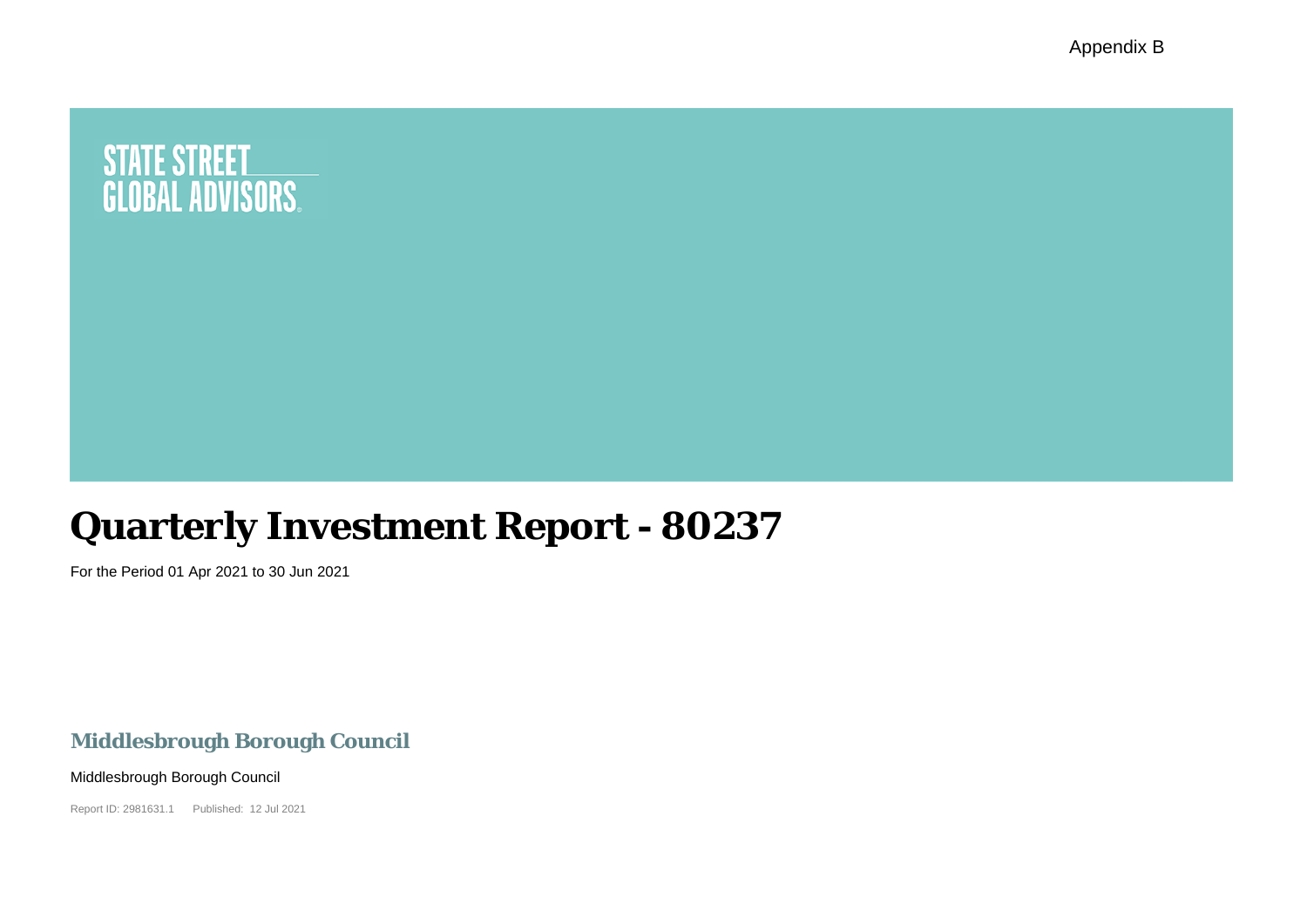Appendix B

STATE STREET GLOBAL ADVISORS

# Quarterly Investment Report - 80237

For the Period 01 Apr 2021 to 30 Jun 2021

## Middlesbrough Borough Council

Middlesbrough Borough Council

Report ID: 2981631.1  Published: 12 Jul 2021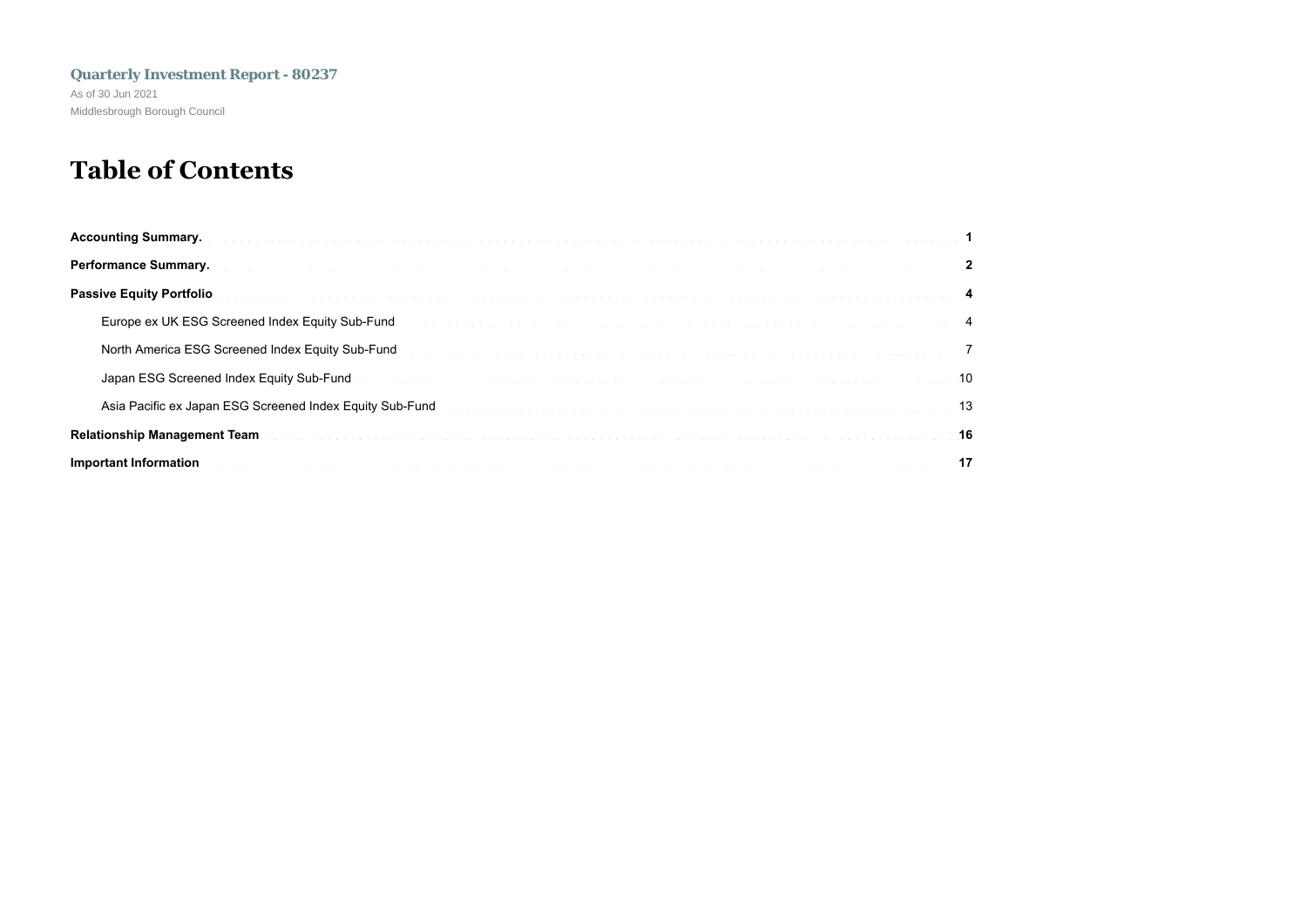**Quarterly Investment Report - 80237**

As of 30 Jun 2021

Middlesbrough Borough Council

# Table of Contents

| | |
|---|---|
| **Accounting Summary.** | **1** |
| **Performance Summary.** | **2** |
| **Passive Equity Portfolio** | **4** |
| Europe ex UK ESG Screened Index Equity Sub-Fund | 4 |
| North America ESG Screened Index Equity Sub-Fund | 7 |
| Japan ESG Screened Index Equity Sub-Fund | 10 |
| Asia Pacific ex Japan ESG Screened Index Equity Sub-Fund | 13 |
| **Relationship Management Team** | **16** |
| **Important Information** | **17** |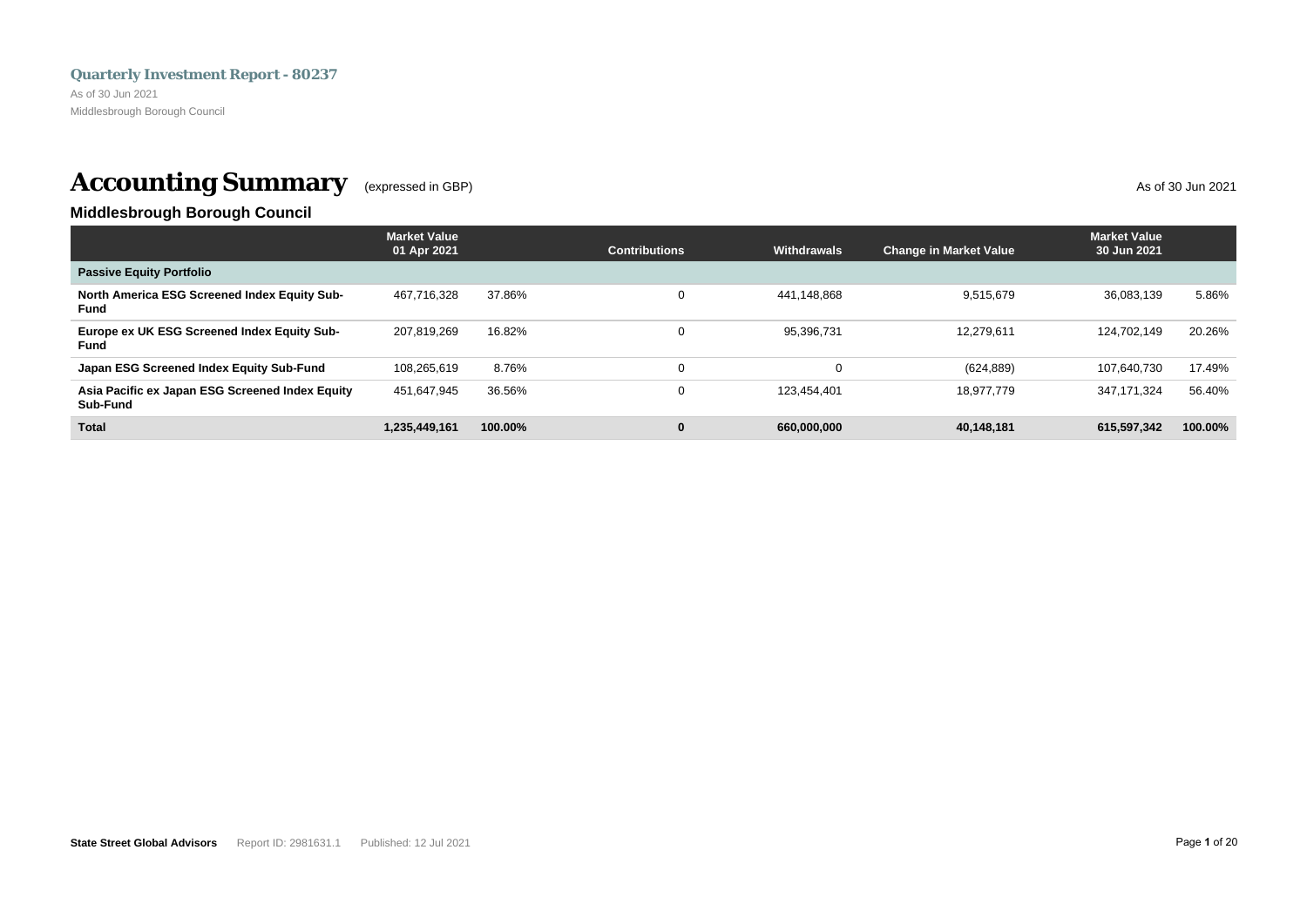**Quarterly Investment Report - 80237**

As of 30 Jun 2021

Middlesbrough Borough Council

# Accounting Summary (expressed in GBP)

As of 30 Jun 2021

## Middlesbrough Borough Council

| | Market Value 01 Apr 2021 | | Contributions | Withdrawals | Change in Market Value | Market Value 30 Jun 2021 | |
|---|---|---|---|---|---|---|---|
| **Passive Equity Portfolio** | | | | | | | |
| **North America ESG Screened Index Equity Sub-Fund** | 467,716,328 | 37.86% | 0 | 441,148,868 | 9,515,679 | 36,083,139 | 5.86% |
| **Europe ex UK ESG Screened Index Equity Sub-Fund** | 207,819,269 | 16.82% | 0 | 95,396,731 | 12,279,611 | 124,702,149 | 20.26% |
| **Japan ESG Screened Index Equity Sub-Fund** | 108,265,619 | 8.76% | 0 | 0 | (624,889) | 107,640,730 | 17.49% |
| **Asia Pacific ex Japan ESG Screened Index Equity Sub-Fund** | 451,647,945 | 36.56% | 0 | 123,454,401 | 18,977,779 | 347,171,324 | 56.40% |
| **Total** | **1,235,449,161** | **100.00%** | **0** | **660,000,000** | **40,148,181** | **615,597,342** | **100.00%** |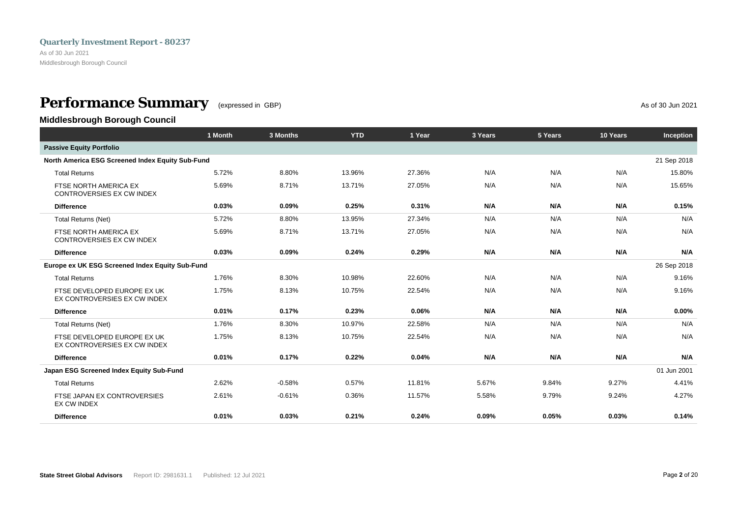**Quarterly Investment Report - 80237**

As of 30 Jun 2021

Middlesbrough Borough Council

# Performance Summary (expressed in GBP)

As of 30 Jun 2021

## Middlesbrough Borough Council

| | 1 Month | 3 Months | YTD | 1 Year | 3 Years | 5 Years | 10 Years | Inception |
|---|---|---|---|---|---|---|---|---|
| **Passive Equity Portfolio** | | | | | | | | |
| **North America ESG Screened Index Equity Sub-Fund** | | | | | | | | 21 Sep 2018 |
| Total Returns | 5.72% | 8.80% | 13.96% | 27.36% | N/A | N/A | N/A | 15.80% |
| FTSE NORTH AMERICA EX CONTROVERSIES EX CW INDEX | 5.69% | 8.71% | 13.71% | 27.05% | N/A | N/A | N/A | 15.65% |
| **Difference** | **0.03%** | **0.09%** | **0.25%** | **0.31%** | **N/A** | **N/A** | **N/A** | **0.15%** |
| Total Returns (Net) | 5.72% | 8.80% | 13.95% | 27.34% | N/A | N/A | N/A | N/A |
| FTSE NORTH AMERICA EX CONTROVERSIES EX CW INDEX | 5.69% | 8.71% | 13.71% | 27.05% | N/A | N/A | N/A | N/A |
| **Difference** | **0.03%** | **0.09%** | **0.24%** | **0.29%** | **N/A** | **N/A** | **N/A** | **N/A** |
| **Europe ex UK ESG Screened Index Equity Sub-Fund** | | | | | | | | 26 Sep 2018 |
| Total Returns | 1.76% | 8.30% | 10.98% | 22.60% | N/A | N/A | N/A | 9.16% |
| FTSE DEVELOPED EUROPE EX UK EX CONTROVERSIES EX CW INDEX | 1.75% | 8.13% | 10.75% | 22.54% | N/A | N/A | N/A | 9.16% |
| **Difference** | **0.01%** | **0.17%** | **0.23%** | **0.06%** | **N/A** | **N/A** | **N/A** | **0.00%** |
| Total Returns (Net) | 1.76% | 8.30% | 10.97% | 22.58% | N/A | N/A | N/A | N/A |
| FTSE DEVELOPED EUROPE EX UK EX CONTROVERSIES EX CW INDEX | 1.75% | 8.13% | 10.75% | 22.54% | N/A | N/A | N/A | N/A |
| **Difference** | **0.01%** | **0.17%** | **0.22%** | **0.04%** | **N/A** | **N/A** | **N/A** | **N/A** |
| **Japan ESG Screened Index Equity Sub-Fund** | | | | | | | | 01 Jun 2001 |
| Total Returns | 2.62% | -0.58% | 0.57% | 11.81% | 5.67% | 9.84% | 9.27% | 4.41% |
| FTSE JAPAN EX CONTROVERSIES EX CW INDEX | 2.61% | -0.61% | 0.36% | 11.57% | 5.58% | 9.79% | 9.24% | 4.27% |
| **Difference** | **0.01%** | **0.03%** | **0.21%** | **0.24%** | **0.09%** | **0.05%** | **0.03%** | **0.14%** |

**State Street Global Advisors** Report ID: 2981631.1 Published: 12 Jul 2021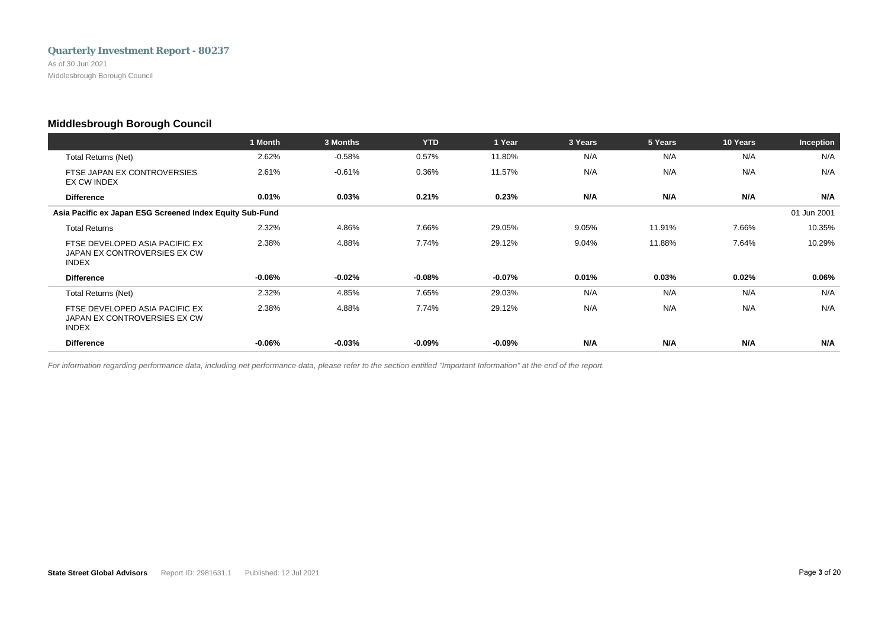## Middlesbrough Borough Council

| | 1 Month | 3 Months | YTD | 1 Year | 3 Years | 5 Years | 10 Years | Inception |
|---|---|---|---|---|---|---|---|---|
| Total Returns (Net) | 2.62% | -0.58% | 0.57% | 11.80% | N/A | N/A | N/A | N/A |
| FTSE JAPAN EX CONTROVERSIES EX CW INDEX | 2.61% | -0.61% | 0.36% | 11.57% | N/A | N/A | N/A | N/A |
| **Difference** | **0.01%** | **0.03%** | **0.21%** | **0.23%** | **N/A** | **N/A** | **N/A** | **N/A** |
| **Asia Pacific ex Japan ESG Screened Index Equity Sub-Fund** | | | | | | | | 01 Jun 2001 |
| Total Returns | 2.32% | 4.86% | 7.66% | 29.05% | 9.05% | 11.91% | 7.66% | 10.35% |
| FTSE DEVELOPED ASIA PACIFIC EX JAPAN EX CONTROVERSIES EX CW INDEX | 2.38% | 4.88% | 7.74% | 29.12% | 9.04% | 11.88% | 7.64% | 10.29% |
| **Difference** | **-0.06%** | **-0.02%** | **-0.08%** | **-0.07%** | **0.01%** | **0.03%** | **0.02%** | **0.06%** |
| Total Returns (Net) | 2.32% | 4.85% | 7.65% | 29.03% | N/A | N/A | N/A | N/A |
| FTSE DEVELOPED ASIA PACIFIC EX JAPAN EX CONTROVERSIES EX CW INDEX | 2.38% | 4.88% | 7.74% | 29.12% | N/A | N/A | N/A | N/A |
| **Difference** | **-0.06%** | **-0.03%** | **-0.09%** | **-0.09%** | **N/A** | **N/A** | **N/A** | **N/A** |

*For information regarding performance data, including net performance data, please refer to the section entitled "Important Information" at the end of the report.*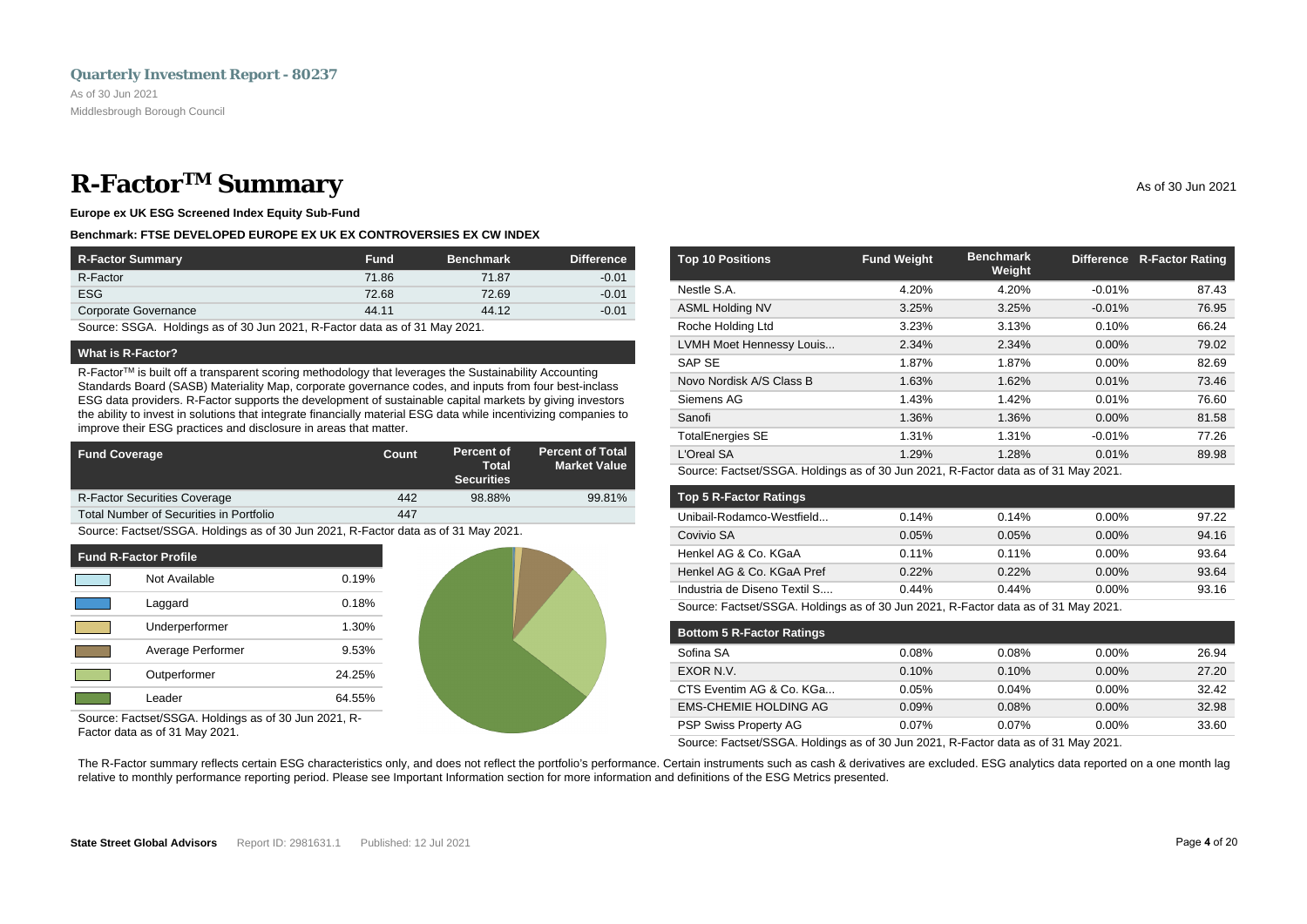Quarterly Investment Report - 80237

As of 30 Jun 2021

Middlesbrough Borough Council

# R-Factor™ Summary

As of 30 Jun 2021

**Europe ex UK ESG Screened Index Equity Sub-Fund**

**Benchmark: FTSE DEVELOPED EUROPE EX UK EX CONTROVERSIES EX CW INDEX**

| R-Factor Summary | Fund | Benchmark | Difference |
|---|---|---|---|
| R-Factor | 71.86 | 71.87 | -0.01 |
| ESG | 72.68 | 72.69 | -0.01 |
| Corporate Governance | 44.11 | 44.12 | -0.01 |

Source: SSGA. Holdings as of 30 Jun 2021, R-Factor data as of 31 May 2021.

### What is R-Factor?

R-Factor™ is built off a transparent scoring methodology that leverages the Sustainability Accounting Standards Board (SASB) Materiality Map, corporate governance codes, and inputs from four best-inclass ESG data providers. R-Factor supports the development of sustainable capital markets by giving investors the ability to invest in solutions that integrate financially material ESG data while incentivizing companies to improve their ESG practices and disclosure in areas that matter.

| Fund Coverage | Count | Percent of Total Securities | Percent of Total Market Value |
|---|---|---|---|
| R-Factor Securities Coverage | 442 | 98.88% | 99.81% |
| Total Number of Securities in Portfolio | 447 | | |

Source: Factset/SSGA. Holdings as of 30 Jun 2021, R-Factor data as of 31 May 2021.

| Fund R-Factor Profile | |
|---|---|
| Not Available | 0.19% |
| Laggard | 0.18% |
| Underperformer | 1.30% |
| Average Performer | 9.53% |
| Outperformer | 24.25% |
| Leader | 64.55% |

Source: Factset/SSGA. Holdings as of 30 Jun 2021, R-Factor data as of 31 May 2021.

| Top 10 Positions | Fund Weight | Benchmark Weight | Difference | R-Factor Rating |
|---|---|---|---|---|
| Nestle S.A. | 4.20% | 4.20% | -0.01% | 87.43 |
| ASML Holding NV | 3.25% | 3.25% | -0.01% | 76.95 |
| Roche Holding Ltd | 3.23% | 3.13% | 0.10% | 66.24 |
| LVMH Moet Hennessy Louis... | 2.34% | 2.34% | 0.00% | 79.02 |
| SAP SE | 1.87% | 1.87% | 0.00% | 82.69 |
| Novo Nordisk A/S Class B | 1.63% | 1.62% | 0.01% | 73.46 |
| Siemens AG | 1.43% | 1.42% | 0.01% | 76.60 |
| Sanofi | 1.36% | 1.36% | 0.00% | 81.58 |
| TotalEnergies SE | 1.31% | 1.31% | -0.01% | 77.26 |
| L'Oreal SA | 1.29% | 1.28% | 0.01% | 89.98 |

Source: Factset/SSGA. Holdings as of 30 Jun 2021, R-Factor data as of 31 May 2021.

| Top 5 R-Factor Ratings | Fund Weight | Benchmark Weight | Difference | R-Factor Rating |
|---|---|---|---|---|
| Unibail-Rodamco-Westfield... | 0.14% | 0.14% | 0.00% | 97.22 |
| Covivio SA | 0.05% | 0.05% | 0.00% | 94.16 |
| Henkel AG & Co. KGaA | 0.11% | 0.11% | 0.00% | 93.64 |
| Henkel AG & Co. KGaA Pref | 0.22% | 0.22% | 0.00% | 93.64 |
| Industria de Diseno Textil S.... | 0.44% | 0.44% | 0.00% | 93.16 |

Source: Factset/SSGA. Holdings as of 30 Jun 2021, R-Factor data as of 31 May 2021.

| Bottom 5 R-Factor Ratings | Fund Weight | Benchmark Weight | Difference | R-Factor Rating |
|---|---|---|---|---|
| Sofina SA | 0.08% | 0.08% | 0.00% | 26.94 |
| EXOR N.V. | 0.10% | 0.10% | 0.00% | 27.20 |
| CTS Eventim AG & Co. KGa... | 0.05% | 0.04% | 0.00% | 32.42 |
| EMS-CHEMIE HOLDING AG | 0.09% | 0.08% | 0.00% | 32.98 |
| PSP Swiss Property AG | 0.07% | 0.07% | 0.00% | 33.60 |

Source: Factset/SSGA. Holdings as of 30 Jun 2021, R-Factor data as of 31 May 2021.

The R-Factor summary reflects certain ESG characteristics only, and does not reflect the portfolio's performance. Certain instruments such as cash & derivatives are excluded. ESG analytics data reported on a one month lag relative to monthly performance reporting period. Please see Important Information section for more information and definitions of the ESG Metrics presented.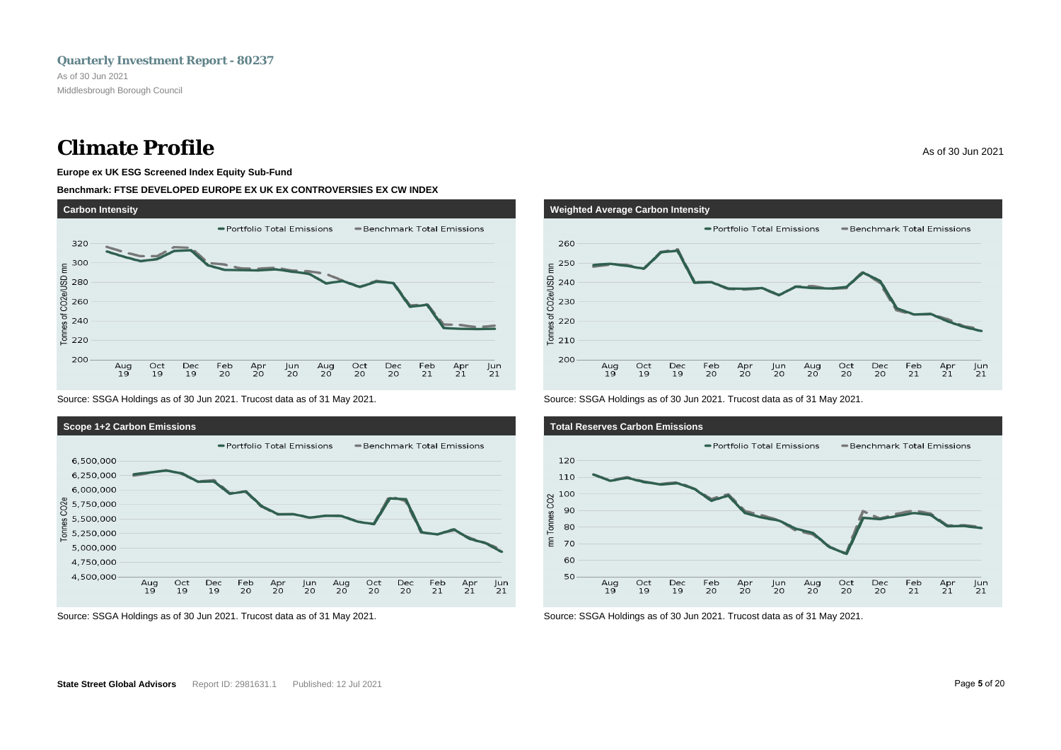# Climate Profile

As of 30 Jun 2021

**Europe ex UK ESG Screened Index Equity Sub-Fund**

**Benchmark: FTSE DEVELOPED EUROPE EX UK EX CONTROVERSIES EX CW INDEX**

### Carbon Intensity

Portfolio Total Emissions — Benchmark Total Emissions

Tonnes of CO2e/USD mn

Source: SSGA Holdings as of 30 Jun 2021. Trucost data as of 31 May 2021.

### Weighted Average Carbon Intensity

Portfolio Total Emissions — Benchmark Total Emissions

Tonnes of CO2e/USD mn

Source: SSGA Holdings as of 30 Jun 2021. Trucost data as of 31 May 2021.

### Scope 1+2 Carbon Emissions

Portfolio Total Emissions — Benchmark Total Emissions

Tonnes CO2e

Source: SSGA Holdings as of 30 Jun 2021. Trucost data as of 31 May 2021.

### Total Reserves Carbon Emissions

Portfolio Total Emissions — Benchmark Total Emissions

mn Tonnes CO2

Source: SSGA Holdings as of 30 Jun 2021. Trucost data as of 31 May 2021.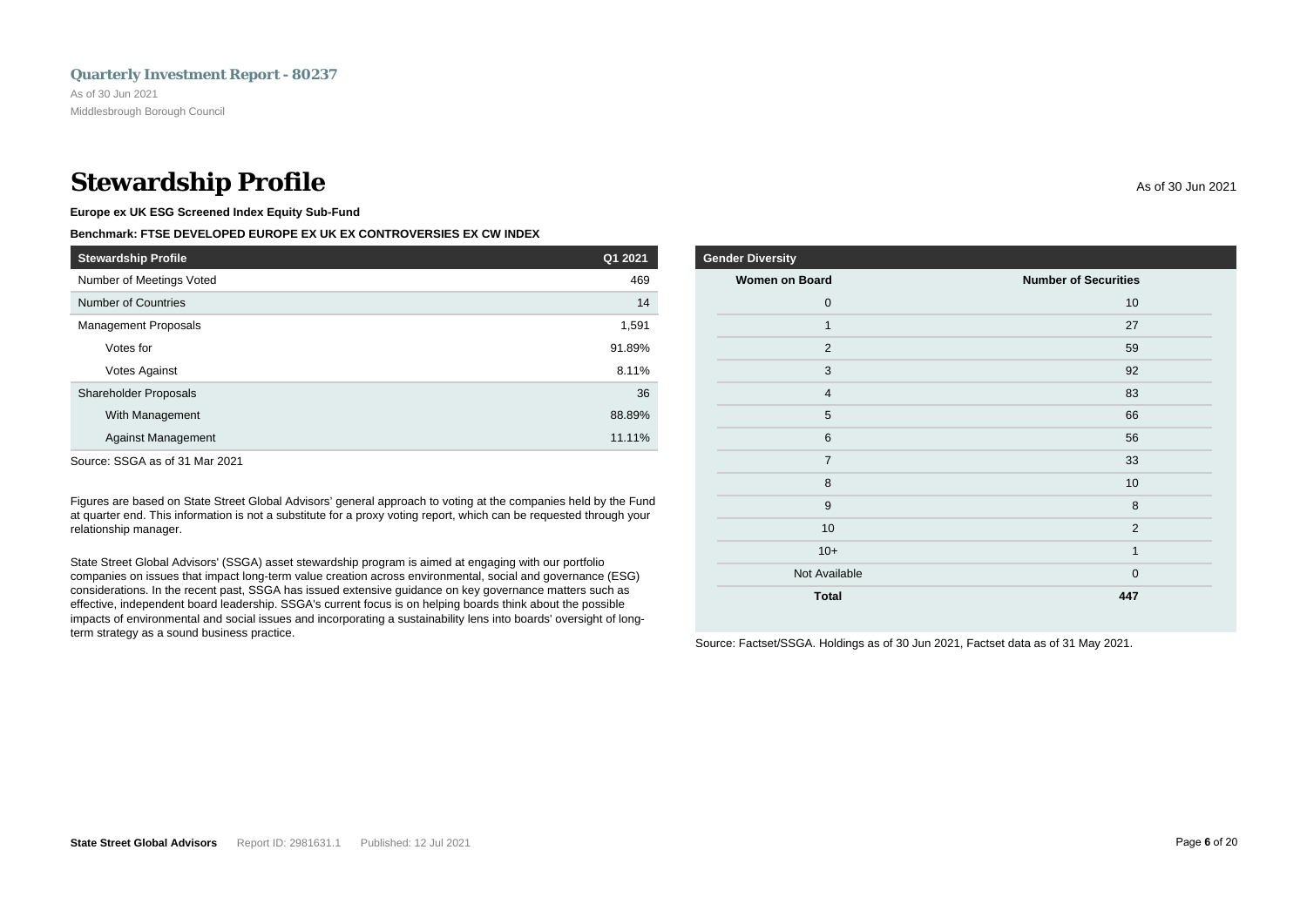# Stewardship Profile

As of 30 Jun 2021

**Europe ex UK ESG Screened Index Equity Sub-Fund**

**Benchmark: FTSE DEVELOPED EUROPE EX UK EX CONTROVERSIES EX CW INDEX**

| Stewardship Profile | Q1 2021 |
|---|---|
| Number of Meetings Voted | 469 |
| Number of Countries | 14 |
| Management Proposals | 1,591 |
| Votes for | 91.89% |
| Votes Against | 8.11% |
| Shareholder Proposals | 36 |
| With Management | 88.89% |
| Against Management | 11.11% |

Source: SSGA as of 31 Mar 2021

Figures are based on State Street Global Advisors' general approach to voting at the companies held by the Fund at quarter end. This information is not a substitute for a proxy voting report, which can be requested through your relationship manager.

State Street Global Advisors' (SSGA) asset stewardship program is aimed at engaging with our portfolio companies on issues that impact long-term value creation across environmental, social and governance (ESG) considerations. In the recent past, SSGA has issued extensive guidance on key governance matters such as effective, independent board leadership. SSGA's current focus is on helping boards think about the possible impacts of environmental and social issues and incorporating a sustainability lens into boards' oversight of long-term strategy as a sound business practice.

**Gender Diversity**

| Women on Board | Number of Securities |
|---|---|
| 0 | 10 |
| 1 | 27 |
| 2 | 59 |
| 3 | 92 |
| 4 | 83 |
| 5 | 66 |
| 6 | 56 |
| 7 | 33 |
| 8 | 10 |
| 9 | 8 |
| 10 | 2 |
| 10+ | 1 |
| Not Available | 0 |
| **Total** | **447** |

Source: Factset/SSGA. Holdings as of 30 Jun 2021, Factset data as of 31 May 2021.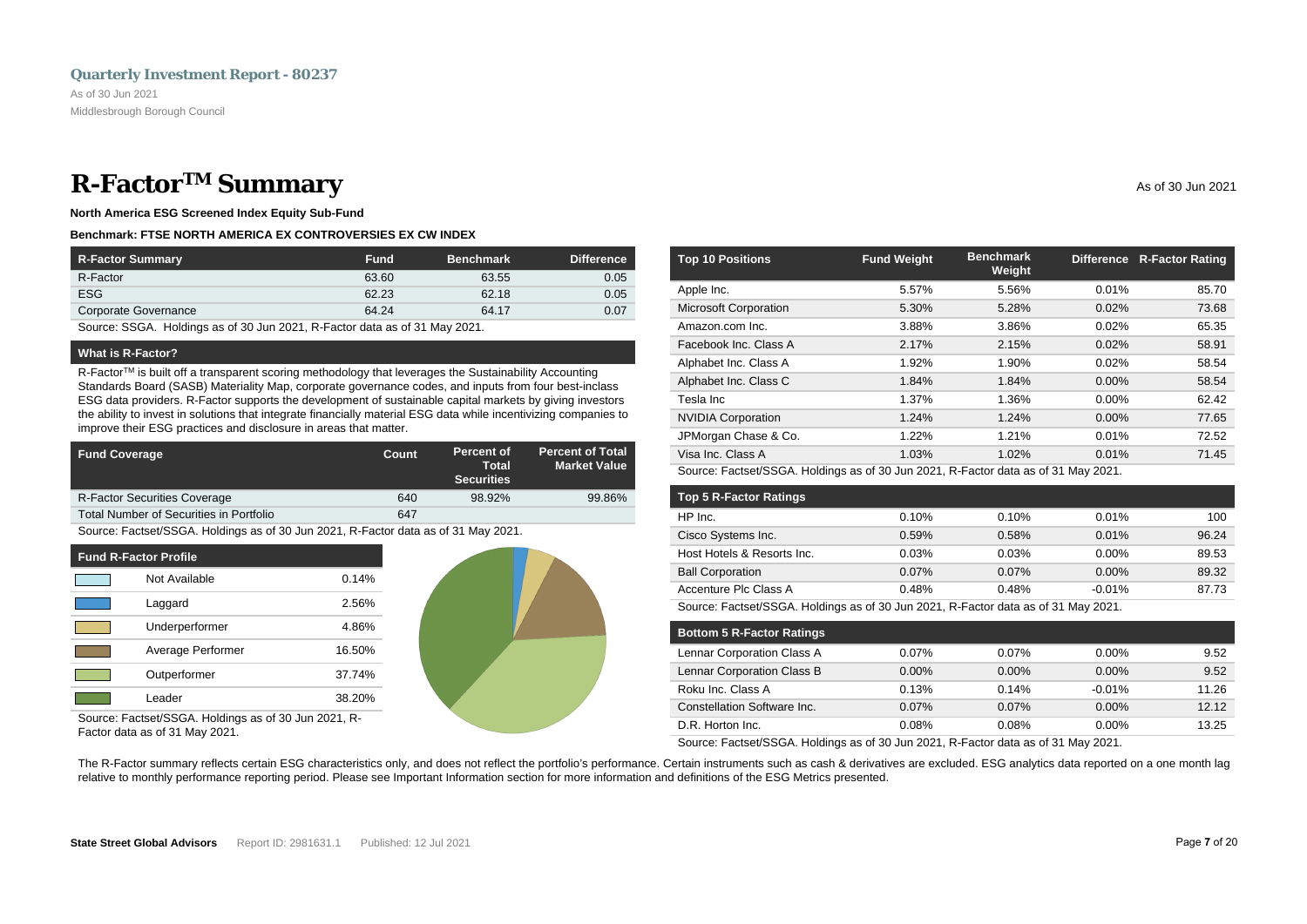# R-Factor[TM] Summary

As of 30 Jun 2021

**North America ESG Screened Index Equity Sub-Fund**

**Benchmark: FTSE NORTH AMERICA EX CONTROVERSIES EX CW INDEX**

| R-Factor Summary | Fund | Benchmark | Difference |
|---|---|---|---|
| R-Factor | 63.60 | 63.55 | 0.05 |
| ESG | 62.23 | 62.18 | 0.05 |
| Corporate Governance | 64.24 | 64.17 | 0.07 |

Source: SSGA. Holdings as of 30 Jun 2021, R-Factor data as of 31 May 2021.

### What is R-Factor?

R-Factor[TM] is built off a transparent scoring methodology that leverages the Sustainability Accounting Standards Board (SASB) Materiality Map, corporate governance codes, and inputs from four best-inclass ESG data providers. R-Factor supports the development of sustainable capital markets by giving investors the ability to invest in solutions that integrate financially material ESG data while incentivizing companies to improve their ESG practices and disclosure in areas that matter.

| Fund Coverage | Count | Percent of Total Securities | Percent of Total Market Value |
|---|---|---|---|
| R-Factor Securities Coverage | 640 | 98.92% | 99.86% |
| Total Number of Securities in Portfolio | 647 | | |

Source: Factset/SSGA. Holdings as of 30 Jun 2021, R-Factor data as of 31 May 2021.

| Fund R-Factor Profile | |
|---|---|
| Not Available | 0.14% |
| Laggard | 2.56% |
| Underperformer | 4.86% |
| Average Performer | 16.50% |
| Outperformer | 37.74% |
| Leader | 38.20% |

Source: Factset/SSGA. Holdings as of 30 Jun 2021, R-Factor data as of 31 May 2021.

| Top 10 Positions | Fund Weight | Benchmark Weight | Difference | R-Factor Rating |
|---|---|---|---|---|
| Apple Inc. | 5.57% | 5.56% | 0.01% | 85.70 |
| Microsoft Corporation | 5.30% | 5.28% | 0.02% | 73.68 |
| Amazon.com Inc. | 3.88% | 3.86% | 0.02% | 65.35 |
| Facebook Inc. Class A | 2.17% | 2.15% | 0.02% | 58.91 |
| Alphabet Inc. Class A | 1.92% | 1.90% | 0.02% | 58.54 |
| Alphabet Inc. Class C | 1.84% | 1.84% | 0.00% | 58.54 |
| Tesla Inc | 1.37% | 1.36% | 0.00% | 62.42 |
| NVIDIA Corporation | 1.24% | 1.24% | 0.00% | 77.65 |
| JPMorgan Chase & Co. | 1.22% | 1.21% | 0.01% | 72.52 |
| Visa Inc. Class A | 1.03% | 1.02% | 0.01% | 71.45 |

Source: Factset/SSGA. Holdings as of 30 Jun 2021, R-Factor data as of 31 May 2021.

| Top 5 R-Factor Ratings | Fund Weight | Benchmark Weight | Difference | R-Factor Rating |
|---|---|---|---|---|
| HP Inc. | 0.10% | 0.10% | 0.01% | 100 |
| Cisco Systems Inc. | 0.59% | 0.58% | 0.01% | 96.24 |
| Host Hotels & Resorts Inc. | 0.03% | 0.03% | 0.00% | 89.53 |
| Ball Corporation | 0.07% | 0.07% | 0.00% | 89.32 |
| Accenture Plc Class A | 0.48% | 0.48% | -0.01% | 87.73 |

Source: Factset/SSGA. Holdings as of 30 Jun 2021, R-Factor data as of 31 May 2021.

| Bottom 5 R-Factor Ratings | Fund Weight | Benchmark Weight | Difference | R-Factor Rating |
|---|---|---|---|---|
| Lennar Corporation Class A | 0.07% | 0.07% | 0.00% | 9.52 |
| Lennar Corporation Class B | 0.00% | 0.00% | 0.00% | 9.52 |
| Roku Inc. Class A | 0.13% | 0.14% | -0.01% | 11.26 |
| Constellation Software Inc. | 0.07% | 0.07% | 0.00% | 12.12 |
| D.R. Horton Inc. | 0.08% | 0.08% | 0.00% | 13.25 |

Source: Factset/SSGA. Holdings as of 30 Jun 2021, R-Factor data as of 31 May 2021.

The R-Factor summary reflects certain ESG characteristics only, and does not reflect the portfolio's performance. Certain instruments such as cash & derivatives are excluded. ESG analytics data reported on a one month lag relative to monthly performance reporting period. Please see Important Information section for more information and definitions of the ESG Metrics presented.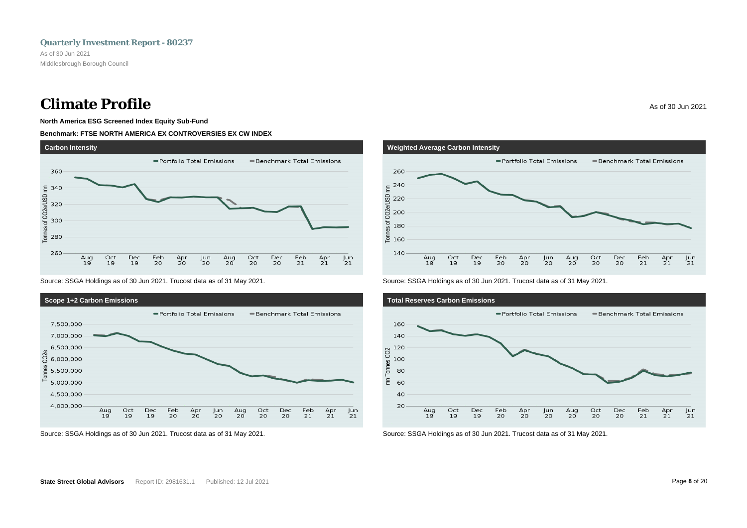# Climate Profile

As of 30 Jun 2021

**North America ESG Screened Index Equity Sub-Fund**

**Benchmark: FTSE NORTH AMERICA EX CONTROVERSIES EX CW INDEX**

### Carbon Intensity

Portfolio Total Emissions | Benchmark Total Emissions

Tonnes of CO2e/USD mn

Source: SSGA Holdings as of 30 Jun 2021. Trucost data as of 31 May 2021.

### Weighted Average Carbon Intensity

Portfolio Total Emissions | Benchmark Total Emissions

Tonnes of CO2e/USD mn

Source: SSGA Holdings as of 30 Jun 2021. Trucost data as of 31 May 2021.

### Scope 1+2 Carbon Emissions

Portfolio Total Emissions | Benchmark Total Emissions

Tonnes CO2e

Source: SSGA Holdings as of 30 Jun 2021. Trucost data as of 31 May 2021.

### Total Reserves Carbon Emissions

Portfolio Total Emissions | Benchmark Total Emissions

mn Tonnes CO2

Source: SSGA Holdings as of 30 Jun 2021. Trucost data as of 31 May 2021.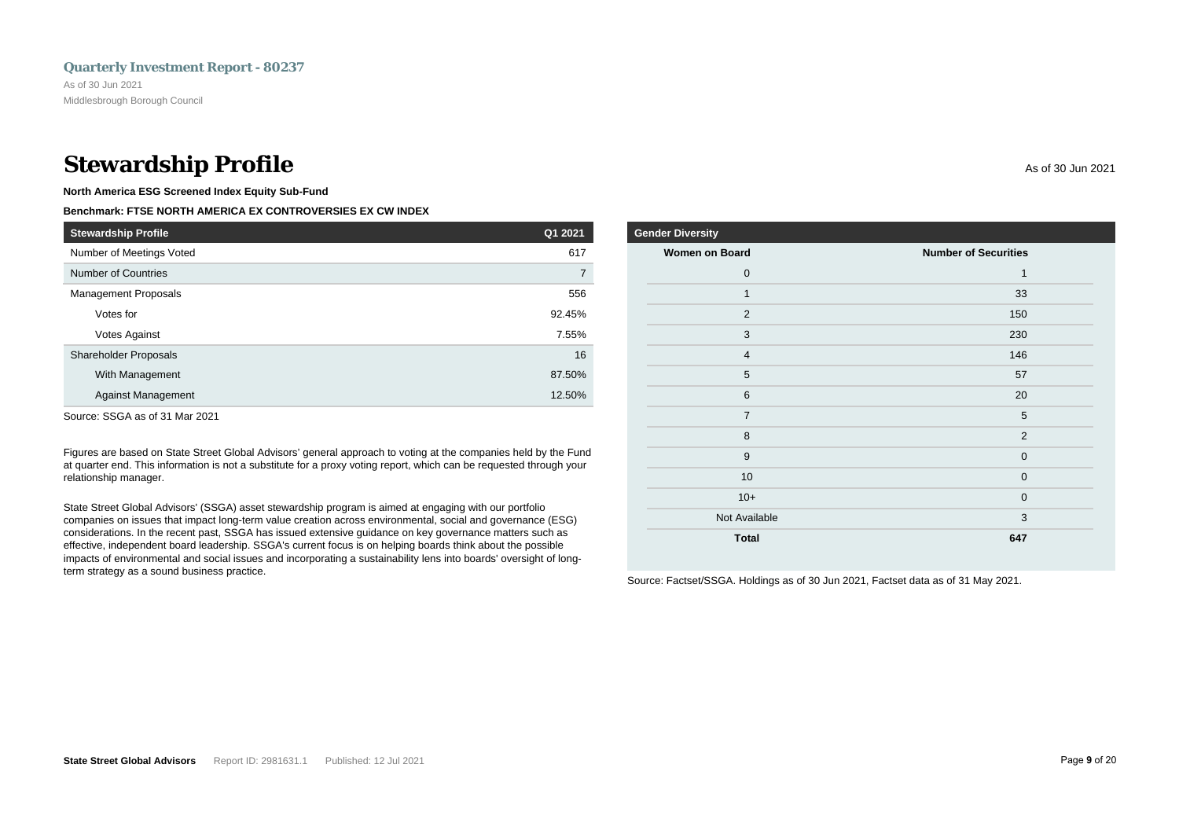# Stewardship Profile

As of 30 Jun 2021

**North America ESG Screened Index Equity Sub-Fund**

**Benchmark: FTSE NORTH AMERICA EX CONTROVERSIES EX CW INDEX**

| Stewardship Profile | Q1 2021 |
|---|---|
| Number of Meetings Voted | 617 |
| Number of Countries | 7 |
| Management Proposals | 556 |
| Votes for | 92.45% |
| Votes Against | 7.55% |
| Shareholder Proposals | 16 |
| With Management | 87.50% |
| Against Management | 12.50% |

Source: SSGA as of 31 Mar 2021

Figures are based on State Street Global Advisors' general approach to voting at the companies held by the Fund at quarter end. This information is not a substitute for a proxy voting report, which can be requested through your relationship manager.

State Street Global Advisors' (SSGA) asset stewardship program is aimed at engaging with our portfolio companies on issues that impact long-term value creation across environmental, social and governance (ESG) considerations. In the recent past, SSGA has issued extensive guidance on key governance matters such as effective, independent board leadership. SSGA's current focus is on helping boards think about the possible impacts of environmental and social issues and incorporating a sustainability lens into boards' oversight of long-term strategy as a sound business practice.

**Gender Diversity**

| Women on Board | Number of Securities |
|---|---|
| 0 | 1 |
| 1 | 33 |
| 2 | 150 |
| 3 | 230 |
| 4 | 146 |
| 5 | 57 |
| 6 | 20 |
| 7 | 5 |
| 8 | 2 |
| 9 | 0 |
| 10 | 0 |
| 10+ | 0 |
| Not Available | 3 |
| **Total** | **647** |

Source: Factset/SSGA. Holdings as of 30 Jun 2021, Factset data as of 31 May 2021.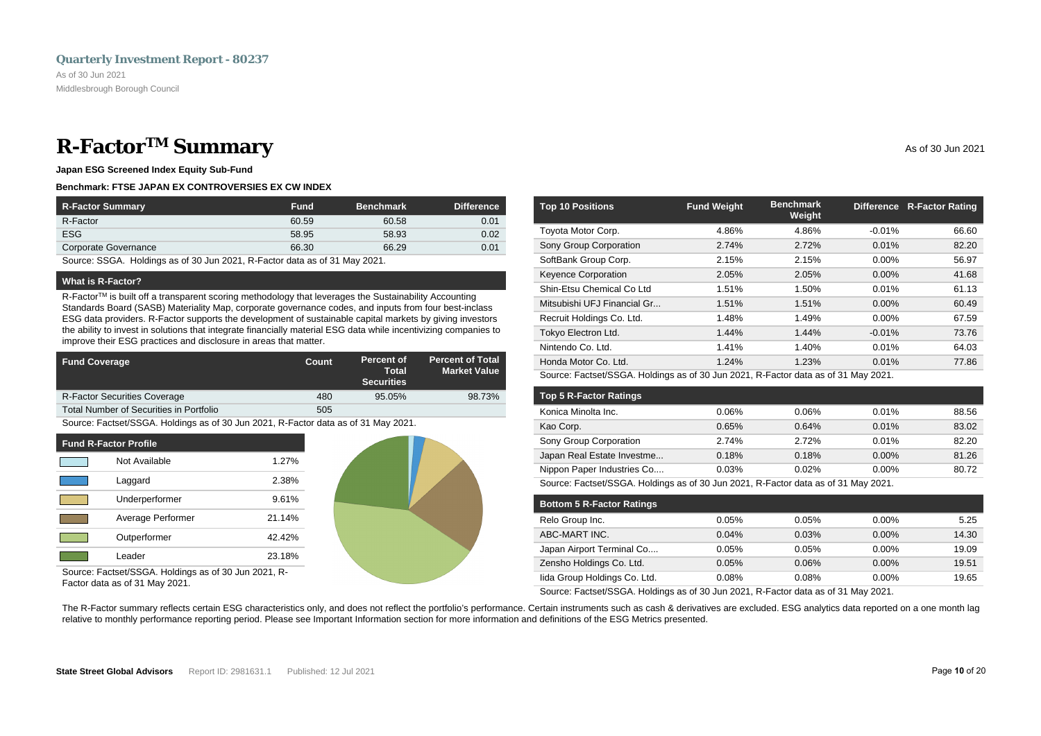Quarterly Investment Report - 80237

As of 30 Jun 2021

Middlesbrough Borough Council

# R-Factor™ Summary

As of 30 Jun 2021

**Japan ESG Screened Index Equity Sub-Fund**

**Benchmark: FTSE JAPAN EX CONTROVERSIES EX CW INDEX**

| R-Factor Summary | Fund | Benchmark | Difference |
|---|---|---|---|
| R-Factor | 60.59 | 60.58 | 0.01 |
| ESG | 58.95 | 58.93 | 0.02 |
| Corporate Governance | 66.30 | 66.29 | 0.01 |

Source: SSGA. Holdings as of 30 Jun 2021, R-Factor data as of 31 May 2021.

### What is R-Factor?

R-Factor™ is built off a transparent scoring methodology that leverages the Sustainability Accounting Standards Board (SASB) Materiality Map, corporate governance codes, and inputs from four best-inclass ESG data providers. R-Factor supports the development of sustainable capital markets by giving investors the ability to invest in solutions that integrate financially material ESG data while incentivizing companies to improve their ESG practices and disclosure in areas that matter.

| Fund Coverage | Count | Percent of Total Securities | Percent of Total Market Value |
|---|---|---|---|
| R-Factor Securities Coverage | 480 | 95.05% | 98.73% |
| Total Number of Securities in Portfolio | 505 | | |

Source: Factset/SSGA. Holdings as of 30 Jun 2021, R-Factor data as of 31 May 2021.

| Fund R-Factor Profile | |
|---|---|
| Not Available | 1.27% |
| Laggard | 2.38% |
| Underperformer | 9.61% |
| Average Performer | 21.14% |
| Outperformer | 42.42% |
| Leader | 23.18% |

Source: Factset/SSGA. Holdings as of 30 Jun 2021, R-Factor data as of 31 May 2021.

| Top 10 Positions | Fund Weight | Benchmark Weight | Difference | R-Factor Rating |
|---|---|---|---|---|
| Toyota Motor Corp. | 4.86% | 4.86% | -0.01% | 66.60 |
| Sony Group Corporation | 2.74% | 2.72% | 0.01% | 82.20 |
| SoftBank Group Corp. | 2.15% | 2.15% | 0.00% | 56.97 |
| Keyence Corporation | 2.05% | 2.05% | 0.00% | 41.68 |
| Shin-Etsu Chemical Co Ltd | 1.51% | 1.50% | 0.01% | 61.13 |
| Mitsubishi UFJ Financial Gr... | 1.51% | 1.51% | 0.00% | 60.49 |
| Recruit Holdings Co. Ltd. | 1.48% | 1.49% | 0.00% | 67.59 |
| Tokyo Electron Ltd. | 1.44% | 1.44% | -0.01% | 73.76 |
| Nintendo Co. Ltd. | 1.41% | 1.40% | 0.01% | 64.03 |
| Honda Motor Co. Ltd. | 1.24% | 1.23% | 0.01% | 77.86 |

Source: Factset/SSGA. Holdings as of 30 Jun 2021, R-Factor data as of 31 May 2021.

| Top 5 R-Factor Ratings | | | | |
|---|---|---|---|---|
| Konica Minolta Inc. | 0.06% | 0.06% | 0.01% | 88.56 |
| Kao Corp. | 0.65% | 0.64% | 0.01% | 83.02 |
| Sony Group Corporation | 2.74% | 2.72% | 0.01% | 82.20 |
| Japan Real Estate Investme... | 0.18% | 0.18% | 0.00% | 81.26 |
| Nippon Paper Industries Co.... | 0.03% | 0.02% | 0.00% | 80.72 |

Source: Factset/SSGA. Holdings as of 30 Jun 2021, R-Factor data as of 31 May 2021.

| Bottom 5 R-Factor Ratings | | | | |
|---|---|---|---|---|
| Relo Group Inc. | 0.05% | 0.05% | 0.00% | 5.25 |
| ABC-MART INC. | 0.04% | 0.03% | 0.00% | 14.30 |
| Japan Airport Terminal Co.... | 0.05% | 0.05% | 0.00% | 19.09 |
| Zensho Holdings Co. Ltd. | 0.05% | 0.06% | 0.00% | 19.51 |
| Iida Group Holdings Co. Ltd. | 0.08% | 0.08% | 0.00% | 19.65 |

Source: Factset/SSGA. Holdings as of 30 Jun 2021, R-Factor data as of 31 May 2021.

The R-Factor summary reflects certain ESG characteristics only, and does not reflect the portfolio's performance. Certain instruments such as cash & derivatives are excluded. ESG analytics data reported on a one month lag relative to monthly performance reporting period. Please see Important Information section for more information and definitions of the ESG Metrics presented.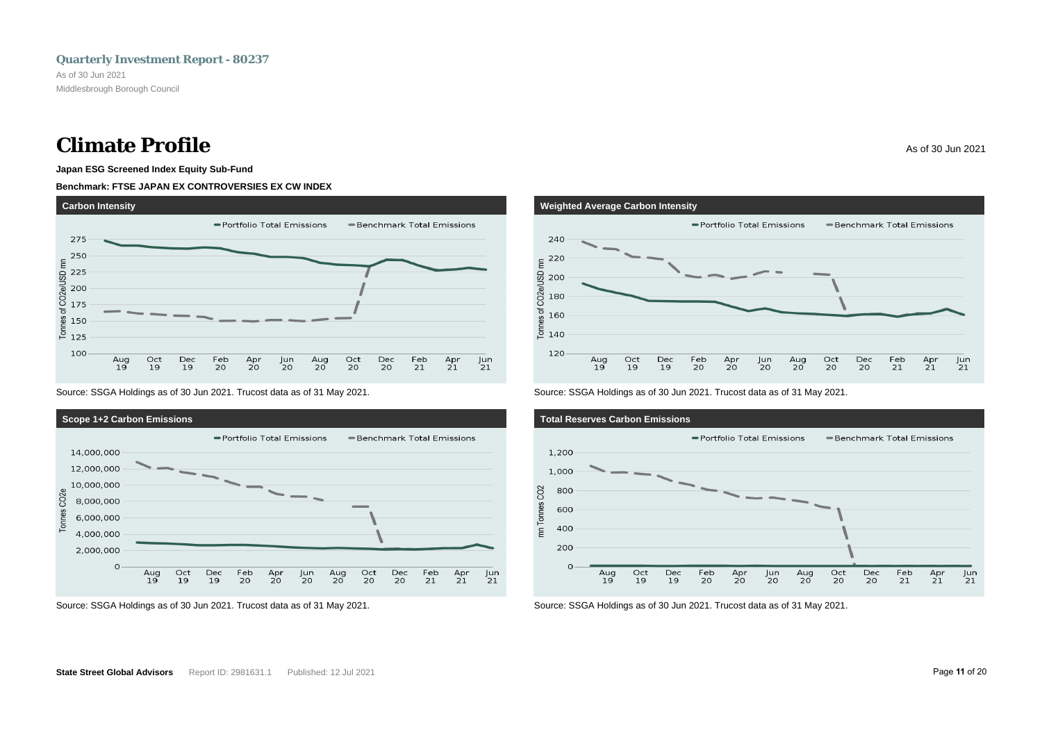# Climate Profile

As of 30 Jun 2021

**Japan ESG Screened Index Equity Sub-Fund**

**Benchmark: FTSE JAPAN EX CONTROVERSIES EX CW INDEX**

### Carbon Intensity

Portfolio Total Emissions — Benchmark Total Emissions

Tonnes of CO2e/USD mn

Source: SSGA Holdings as of 30 Jun 2021. Trucost data as of 31 May 2021.

### Weighted Average Carbon Intensity

Portfolio Total Emissions — Benchmark Total Emissions

Tonnes of CO2e/USD mn

Source: SSGA Holdings as of 30 Jun 2021. Trucost data as of 31 May 2021.

### Scope 1+2 Carbon Emissions

Portfolio Total Emissions — Benchmark Total Emissions

Tonnes CO2e

Source: SSGA Holdings as of 30 Jun 2021. Trucost data as of 31 May 2021.

### Total Reserves Carbon Emissions

Portfolio Total Emissions — Benchmark Total Emissions

mn Tonnes CO2

Source: SSGA Holdings as of 30 Jun 2021. Trucost data as of 31 May 2021.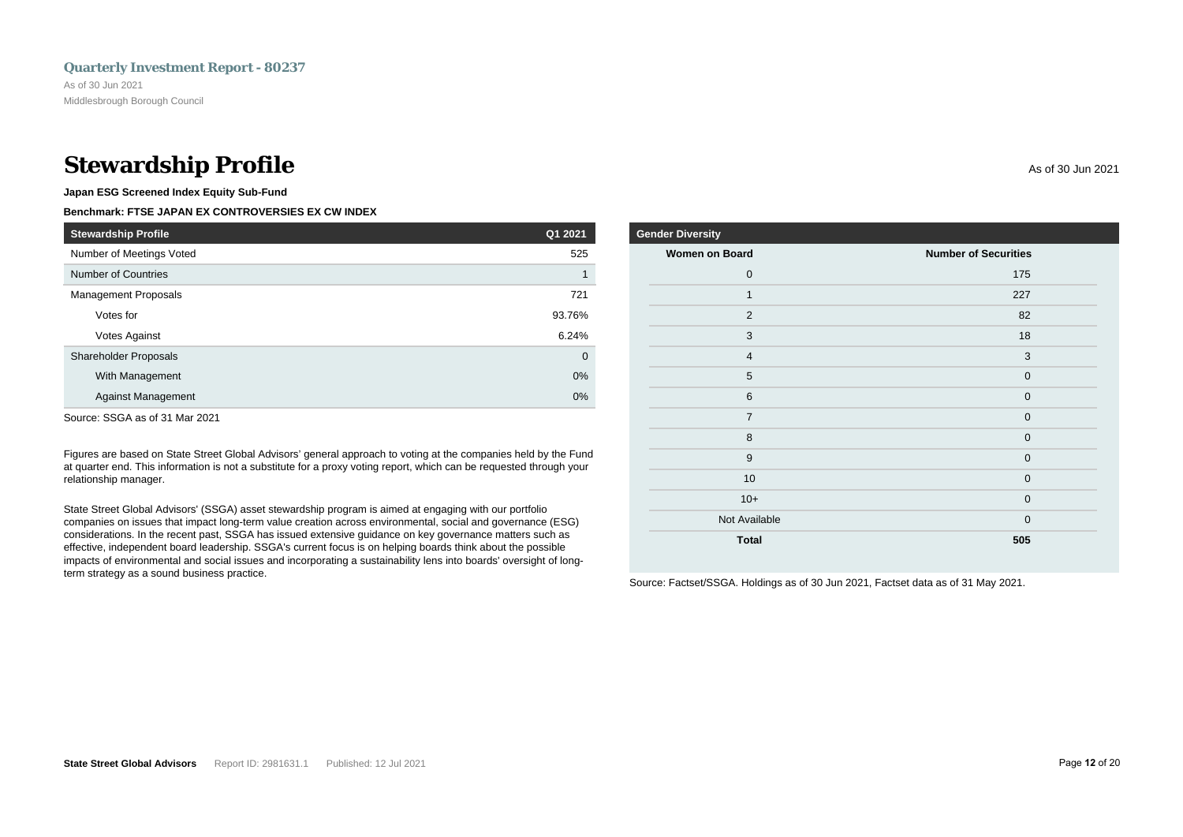# Stewardship Profile

As of 30 Jun 2021

**Japan ESG Screened Index Equity Sub-Fund**

**Benchmark: FTSE JAPAN EX CONTROVERSIES EX CW INDEX**

| Stewardship Profile | Q1 2021 |
|---|---|
| Number of Meetings Voted | 525 |
| Number of Countries | 1 |
| Management Proposals | 721 |
| Votes for | 93.76% |
| Votes Against | 6.24% |
| Shareholder Proposals | 0 |
| With Management | 0% |
| Against Management | 0% |

Source: SSGA as of 31 Mar 2021

Figures are based on State Street Global Advisors' general approach to voting at the companies held by the Fund at quarter end. This information is not a substitute for a proxy voting report, which can be requested through your relationship manager.

State Street Global Advisors' (SSGA) asset stewardship program is aimed at engaging with our portfolio companies on issues that impact long-term value creation across environmental, social and governance (ESG) considerations. In the recent past, SSGA has issued extensive guidance on key governance matters such as effective, independent board leadership. SSGA's current focus is on helping boards think about the possible impacts of environmental and social issues and incorporating a sustainability lens into boards' oversight of long-term strategy as a sound business practice.

**Gender Diversity**

| Women on Board | Number of Securities |
|---|---|
| 0 | 175 |
| 1 | 227 |
| 2 | 82 |
| 3 | 18 |
| 4 | 3 |
| 5 | 0 |
| 6 | 0 |
| 7 | 0 |
| 8 | 0 |
| 9 | 0 |
| 10 | 0 |
| 10+ | 0 |
| Not Available | 0 |
| **Total** | **505** |

Source: Factset/SSGA. Holdings as of 30 Jun 2021, Factset data as of 31 May 2021.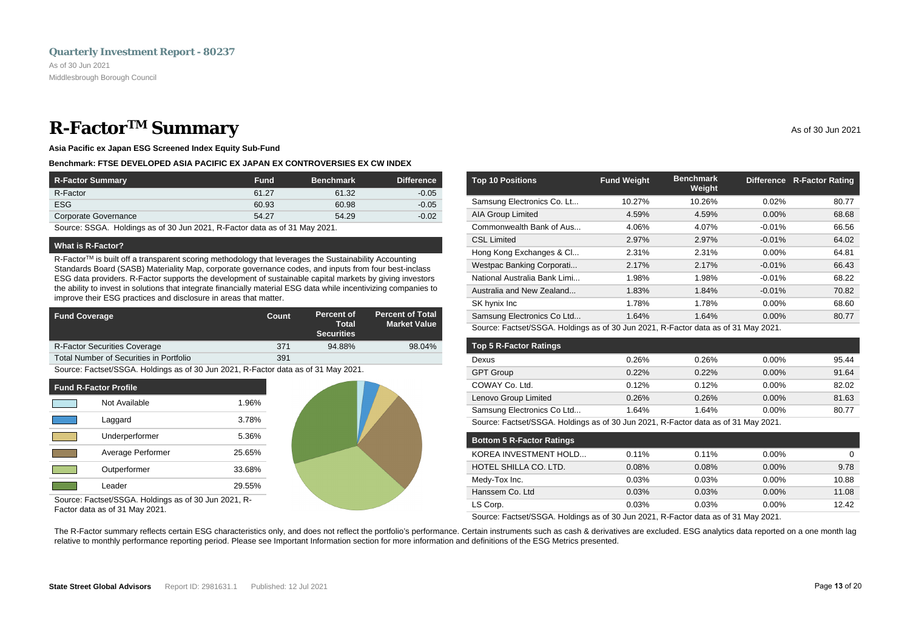**Quarterly Investment Report - 80237**

As of 30 Jun 2021

Middlesbrough Borough Council

# R-Factor™ Summary

As of 30 Jun 2021

**Asia Pacific ex Japan ESG Screened Index Equity Sub-Fund**

**Benchmark: FTSE DEVELOPED ASIA PACIFIC EX JAPAN EX CONTROVERSIES EX CW INDEX**

| R-Factor Summary | Fund | Benchmark | Difference |
|---|---|---|---|
| R-Factor | 61.27 | 61.32 | -0.05 |
| ESG | 60.93 | 60.98 | -0.05 |
| Corporate Governance | 54.27 | 54.29 | -0.02 |

Source: SSGA. Holdings as of 30 Jun 2021, R-Factor data as of 31 May 2021.

**What is R-Factor?**

R-Factor™ is built off a transparent scoring methodology that leverages the Sustainability Accounting Standards Board (SASB) Materiality Map, corporate governance codes, and inputs from four best-inclass ESG data providers. R-Factor supports the development of sustainable capital markets by giving investors the ability to invest in solutions that integrate financially material ESG data while incentivizing companies to improve their ESG practices and disclosure in areas that matter.

| Fund Coverage | Count | Percent of Total Securities | Percent of Total Market Value |
|---|---|---|---|
| R-Factor Securities Coverage | 371 | 94.88% | 98.04% |
| Total Number of Securities in Portfolio | 391 | | |

Source: Factset/SSGA. Holdings as of 30 Jun 2021, R-Factor data as of 31 May 2021.

| Fund R-Factor Profile | |
|---|---|
| Not Available | 1.96% |
| Laggard | 3.78% |
| Underperformer | 5.36% |
| Average Performer | 25.65% |
| Outperformer | 33.68% |
| Leader | 29.55% |

Source: Factset/SSGA. Holdings as of 30 Jun 2021, R-Factor data as of 31 May 2021.

| Top 10 Positions | Fund Weight | Benchmark Weight | Difference | R-Factor Rating |
|---|---|---|---|---|
| Samsung Electronics Co. Lt... | 10.27% | 10.26% | 0.02% | 80.77 |
| AIA Group Limited | 4.59% | 4.59% | 0.00% | 68.68 |
| Commonwealth Bank of Aus... | 4.06% | 4.07% | -0.01% | 66.56 |
| CSL Limited | 2.97% | 2.97% | -0.01% | 64.02 |
| Hong Kong Exchanges & Cl... | 2.31% | 2.31% | 0.00% | 64.81 |
| Westpac Banking Corporati... | 2.17% | 2.17% | -0.01% | 66.43 |
| National Australia Bank Limi... | 1.98% | 1.98% | -0.01% | 68.22 |
| Australia and New Zealand... | 1.83% | 1.84% | -0.01% | 70.82 |
| SK hynix Inc | 1.78% | 1.78% | 0.00% | 68.60 |
| Samsung Electronics Co Ltd... | 1.64% | 1.64% | 0.00% | 80.77 |

Source: Factset/SSGA. Holdings as of 30 Jun 2021, R-Factor data as of 31 May 2021.

| Top 5 R-Factor Ratings | | | | |
|---|---|---|---|---|
| Dexus | 0.26% | 0.26% | 0.00% | 95.44 |
| GPT Group | 0.22% | 0.22% | 0.00% | 91.64 |
| COWAY Co. Ltd. | 0.12% | 0.12% | 0.00% | 82.02 |
| Lenovo Group Limited | 0.26% | 0.26% | 0.00% | 81.63 |
| Samsung Electronics Co Ltd... | 1.64% | 1.64% | 0.00% | 80.77 |

Source: Factset/SSGA. Holdings as of 30 Jun 2021, R-Factor data as of 31 May 2021.

| Bottom 5 R-Factor Ratings | | | | |
|---|---|---|---|---|
| KOREA INVESTMENT HOLD... | 0.11% | 0.11% | 0.00% | 0 |
| HOTEL SHILLA CO. LTD. | 0.08% | 0.08% | 0.00% | 9.78 |
| Medy-Tox Inc. | 0.03% | 0.03% | 0.00% | 10.88 |
| Hanssem Co. Ltd | 0.03% | 0.03% | 0.00% | 11.08 |
| LS Corp. | 0.03% | 0.03% | 0.00% | 12.42 |

Source: Factset/SSGA. Holdings as of 30 Jun 2021, R-Factor data as of 31 May 2021.

The R-Factor summary reflects certain ESG characteristics only, and does not reflect the portfolio's performance. Certain instruments such as cash & derivatives are excluded. ESG analytics data reported on a one month lag relative to monthly performance reporting period. Please see Important Information section for more information and definitions of the ESG Metrics presented.

**State Street Global Advisors** Report ID: 2981631.1 Published: 12 Jul 2021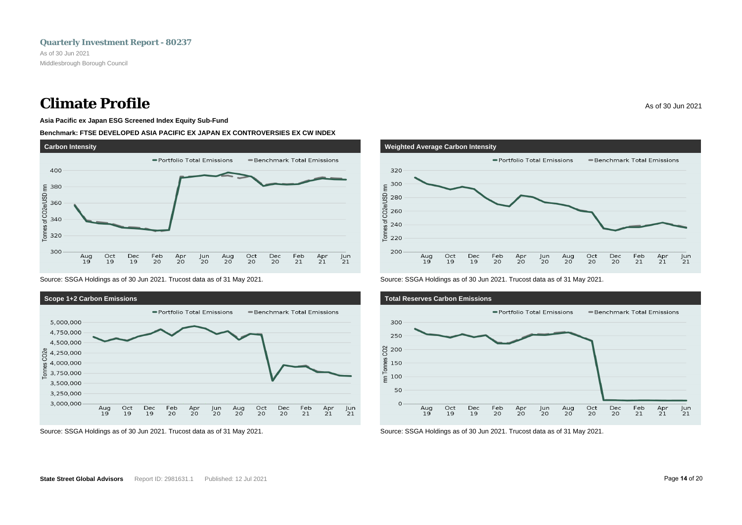# Climate Profile

As of 30 Jun 2021

**Asia Pacific ex Japan ESG Screened Index Equity Sub-Fund**

**Benchmark: FTSE DEVELOPED ASIA PACIFIC EX JAPAN EX CONTROVERSIES EX CW INDEX**

### Carbon Intensity

Portfolio Total Emissions — Benchmark Total Emissions

Tonnes of CO2e/USD mn

Source: SSGA Holdings as of 30 Jun 2021. Trucost data as of 31 May 2021.

### Weighted Average Carbon Intensity

Portfolio Total Emissions — Benchmark Total Emissions

Tonnes of CO2e/USD mn

Source: SSGA Holdings as of 30 Jun 2021. Trucost data as of 31 May 2021.

### Scope 1+2 Carbon Emissions

Portfolio Total Emissions — Benchmark Total Emissions

Tonnes CO2e

Source: SSGA Holdings as of 30 Jun 2021. Trucost data as of 31 May 2021.

### Total Reserves Carbon Emissions

Portfolio Total Emissions — Benchmark Total Emissions

mn Tonnes CO2

Source: SSGA Holdings as of 30 Jun 2021. Trucost data as of 31 May 2021.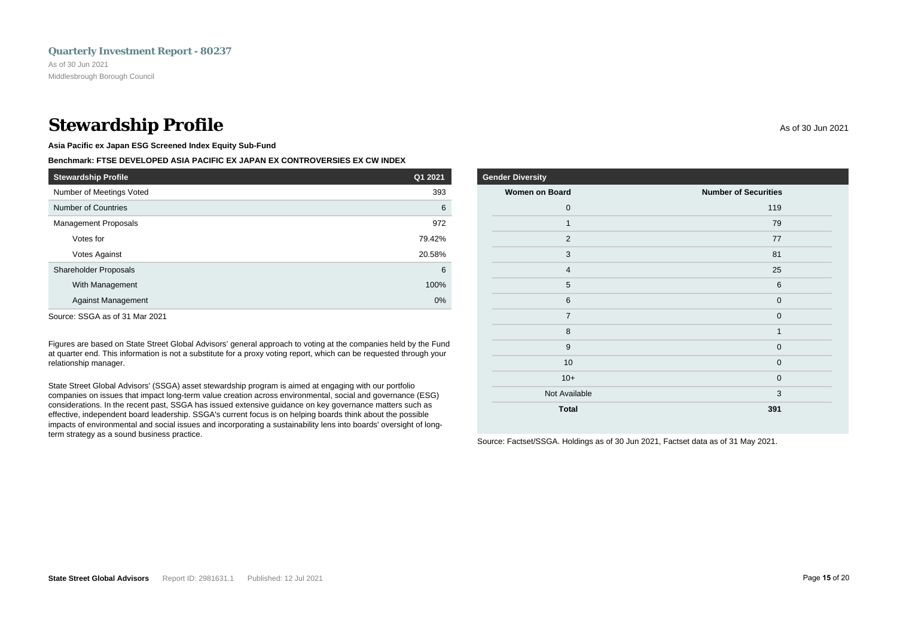# Stewardship Profile

As of 30 Jun 2021

**Asia Pacific ex Japan ESG Screened Index Equity Sub-Fund**

**Benchmark: FTSE DEVELOPED ASIA PACIFIC EX JAPAN EX CONTROVERSIES EX CW INDEX**

| Stewardship Profile | Q1 2021 |
|---|---|
| Number of Meetings Voted | 393 |
| Number of Countries | 6 |
| Management Proposals | 972 |
| Votes for | 79.42% |
| Votes Against | 20.58% |
| Shareholder Proposals | 6 |
| With Management | 100% |
| Against Management | 0% |

Source: SSGA as of 31 Mar 2021

Figures are based on State Street Global Advisors' general approach to voting at the companies held by the Fund at quarter end. This information is not a substitute for a proxy voting report, which can be requested through your relationship manager.

State Street Global Advisors' (SSGA) asset stewardship program is aimed at engaging with our portfolio companies on issues that impact long-term value creation across environmental, social and governance (ESG) considerations. In the recent past, SSGA has issued extensive guidance on key governance matters such as effective, independent board leadership. SSGA's current focus is on helping boards think about the possible impacts of environmental and social issues and incorporating a sustainability lens into boards' oversight of long-term strategy as a sound business practice.

**Gender Diversity**

| Women on Board | Number of Securities |
|---|---|
| 0 | 119 |
| 1 | 79 |
| 2 | 77 |
| 3 | 81 |
| 4 | 25 |
| 5 | 6 |
| 6 | 0 |
| 7 | 0 |
| 8 | 1 |
| 9 | 0 |
| 10 | 0 |
| 10+ | 0 |
| Not Available | 3 |
| **Total** | **391** |

Source: Factset/SSGA. Holdings as of 30 Jun 2021, Factset data as of 31 May 2021.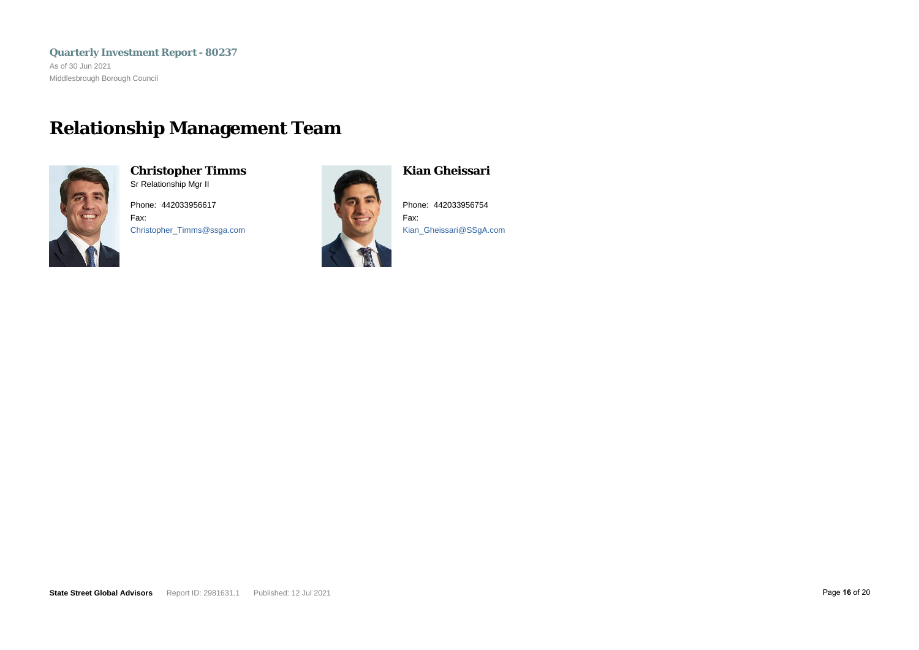# Relationship Management Team

### Christopher Timms
Sr Relationship Mgr II

Phone: 442033956617
Fax:
Christopher_Timms@ssga.com

### Kian Gheissari

Phone: 442033956754
Fax:
Kian_Gheissari@SSgA.com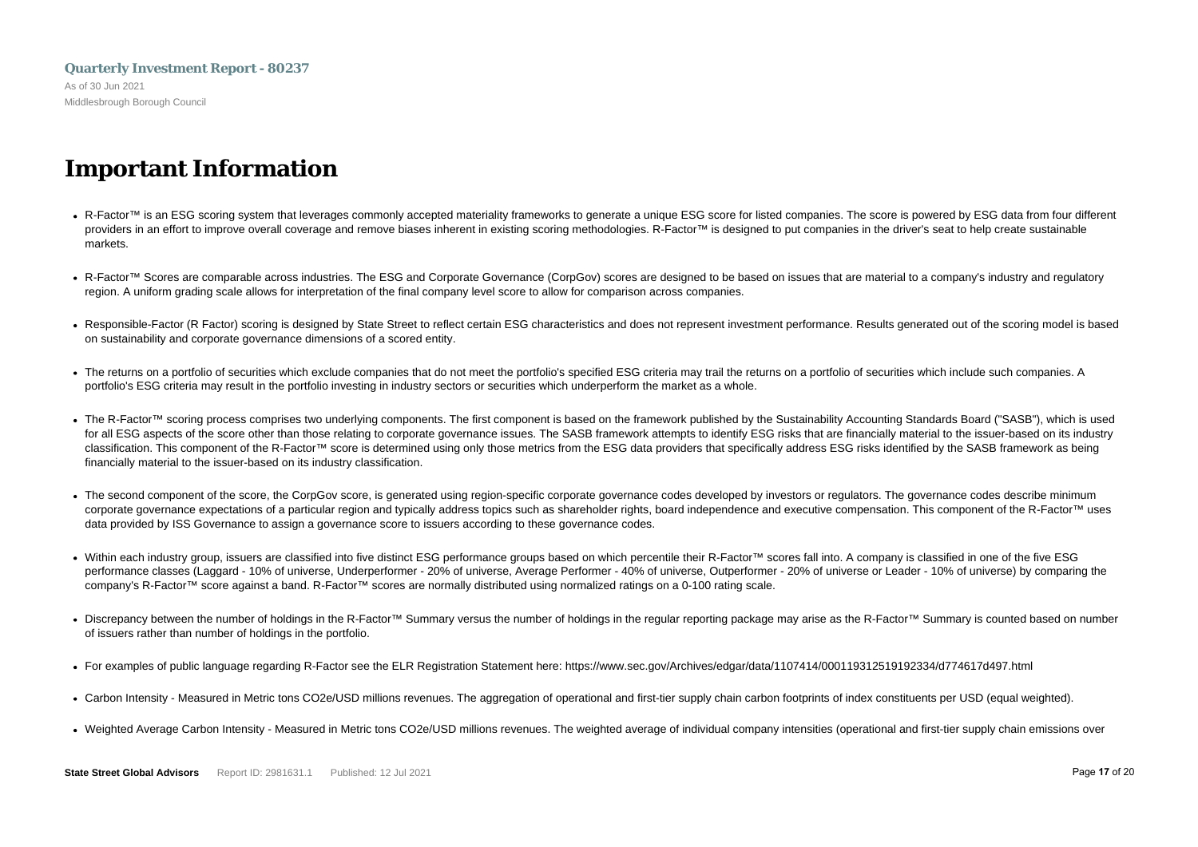# Important Information

- R-Factor™ is an ESG scoring system that leverages commonly accepted materiality frameworks to generate a unique ESG score for listed companies. The score is powered by ESG data from four different providers in an effort to improve overall coverage and remove biases inherent in existing scoring methodologies. R-Factor™ is designed to put companies in the driver's seat to help create sustainable markets.

- R-Factor™ Scores are comparable across industries. The ESG and Corporate Governance (CorpGov) scores are designed to be based on issues that are material to a company's industry and regulatory region. A uniform grading scale allows for interpretation of the final company level score to allow for comparison across companies.

- Responsible-Factor (R Factor) scoring is designed by State Street to reflect certain ESG characteristics and does not represent investment performance. Results generated out of the scoring model is based on sustainability and corporate governance dimensions of a scored entity.

- The returns on a portfolio of securities which exclude companies that do not meet the portfolio's specified ESG criteria may trail the returns on a portfolio of securities which include such companies. A portfolio's ESG criteria may result in the portfolio investing in industry sectors or securities which underperform the market as a whole.

- The R-Factor™ scoring process comprises two underlying components. The first component is based on the framework published by the Sustainability Accounting Standards Board ("SASB"), which is used for all ESG aspects of the score other than those relating to corporate governance issues. The SASB framework attempts to identify ESG risks that are financially material to the issuer-based on its industry classification. This component of the R-Factor™ score is determined using only those metrics from the ESG data providers that specifically address ESG risks identified by the SASB framework as being financially material to the issuer-based on its industry classification.

- The second component of the score, the CorpGov score, is generated using region-specific corporate governance codes developed by investors or regulators. The governance codes describe minimum corporate governance expectations of a particular region and typically address topics such as shareholder rights, board independence and executive compensation. This component of the R-Factor™ uses data provided by ISS Governance to assign a governance score to issuers according to these governance codes.

- Within each industry group, issuers are classified into five distinct ESG performance groups based on which percentile their R-Factor™ scores fall into. A company is classified in one of the five ESG performance classes (Laggard - 10% of universe, Underperformer - 20% of universe, Average Performer - 40% of universe, Outperformer - 20% of universe or Leader - 10% of universe) by comparing the company's R-Factor™ score against a band. R-Factor™ scores are normally distributed using normalized ratings on a 0-100 rating scale.

- Discrepancy between the number of holdings in the R-Factor™ Summary versus the number of holdings in the regular reporting package may arise as the R-Factor™ Summary is counted based on number of issuers rather than number of holdings in the portfolio.

- For examples of public language regarding R-Factor see the ELR Registration Statement here: https://www.sec.gov/Archives/edgar/data/1107414/000119312519192334/d774617d497.html

- Carbon Intensity - Measured in Metric tons CO2e/USD millions revenues. The aggregation of operational and first-tier supply chain carbon footprints of index constituents per USD (equal weighted).

- Weighted Average Carbon Intensity - Measured in Metric tons CO2e/USD millions revenues. The weighted average of individual company intensities (operational and first-tier supply chain emissions over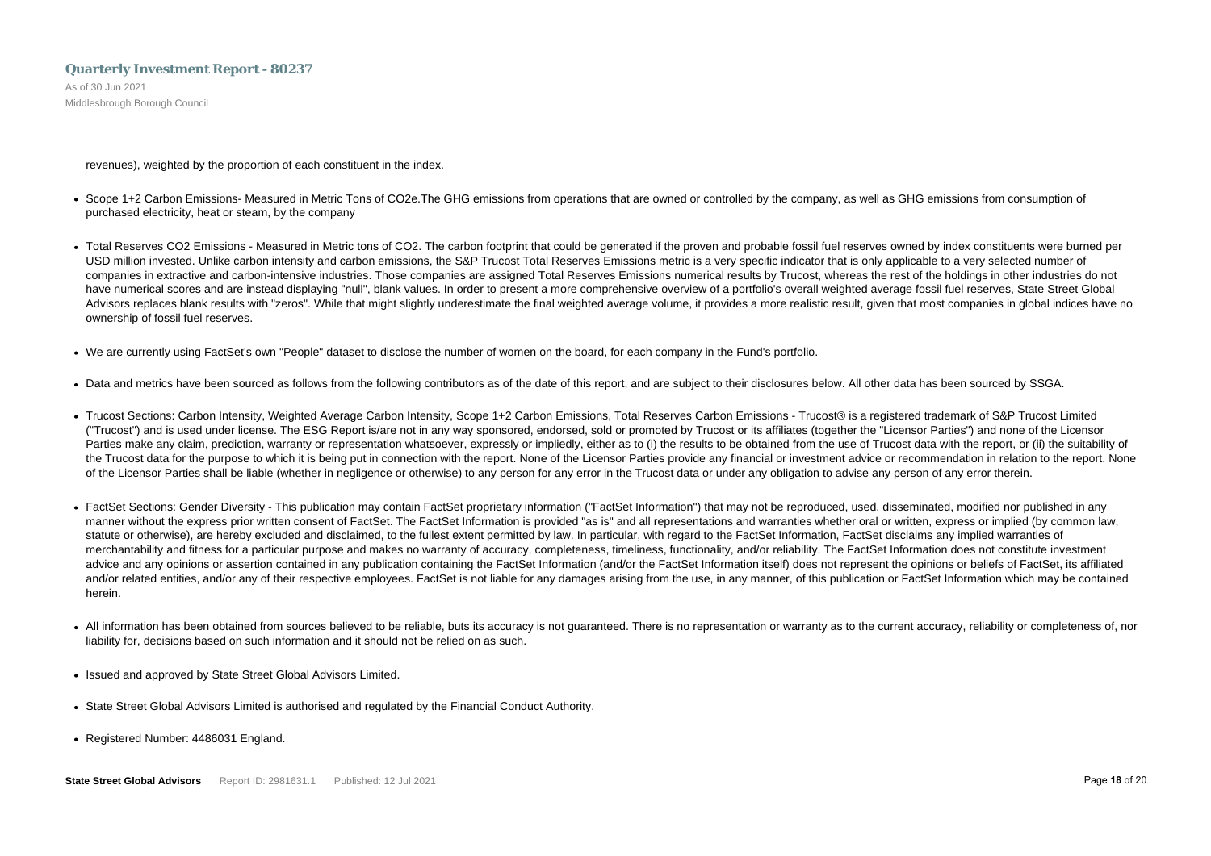revenues), weighted by the proportion of each constituent in the index.

- Scope 1+2 Carbon Emissions- Measured in Metric Tons of $CO_2$e.The GHG emissions from operations that are owned or controlled by the company, as well as GHG emissions from consumption of purchased electricity, heat or steam, by the company

- Total Reserves $CO_2$ Emissions - Measured in Metric tons of $CO_2$. The carbon footprint that could be generated if the proven and probable fossil fuel reserves owned by index constituents were burned per USD million invested. Unlike carbon intensity and carbon emissions, the S&P Trucost Total Reserves Emissions metric is a very specific indicator that is only applicable to a very selected number of companies in extractive and carbon-intensive industries. Those companies are assigned Total Reserves Emissions numerical results by Trucost, whereas the rest of the holdings in other industries do not have numerical scores and are instead displaying "null", blank values. In order to present a more comprehensive overview of a portfolio's overall weighted average fossil fuel reserves, State Street Global Advisors replaces blank results with "zeros". While that might slightly underestimate the final weighted average volume, it provides a more realistic result, given that most companies in global indices have no ownership of fossil fuel reserves.

- We are currently using FactSet's own "People" dataset to disclose the number of women on the board, for each company in the Fund's portfolio.

- Data and metrics have been sourced as follows from the following contributors as of the date of this report, and are subject to their disclosures below. All other data has been sourced by SSGA.

- Trucost Sections: Carbon Intensity, Weighted Average Carbon Intensity, Scope 1+2 Carbon Emissions, Total Reserves Carbon Emissions - Trucost® is a registered trademark of S&P Trucost Limited ("Trucost") and is used under license. The ESG Report is/are not in any way sponsored, endorsed, sold or promoted by Trucost or its affiliates (together the "Licensor Parties") and none of the Licensor Parties make any claim, prediction, warranty or representation whatsoever, expressly or impliedly, either as to (i) the results to be obtained from the use of Trucost data with the report, or (ii) the suitability of the Trucost data for the purpose to which it is being put in connection with the report. None of the Licensor Parties provide any financial or investment advice or recommendation in relation to the report. None of the Licensor Parties shall be liable (whether in negligence or otherwise) to any person for any error in the Trucost data or under any obligation to advise any person of any error therein.

- FactSet Sections: Gender Diversity - This publication may contain FactSet proprietary information ("FactSet Information") that may not be reproduced, used, disseminated, modified nor published in any manner without the express prior written consent of FactSet. The FactSet Information is provided "as is" and all representations and warranties whether oral or written, express or implied (by common law, statute or otherwise), are hereby excluded and disclaimed, to the fullest extent permitted by law. In particular, with regard to the FactSet Information, FactSet disclaims any implied warranties of merchantability and fitness for a particular purpose and makes no warranty of accuracy, completeness, timeliness, functionality, and/or reliability. The FactSet Information does not constitute investment advice and any opinions or assertion contained in any publication containing the FactSet Information (and/or the FactSet Information itself) does not represent the opinions or beliefs of FactSet, its affiliated and/or related entities, and/or any of their respective employees. FactSet is not liable for any damages arising from the use, in any manner, of this publication or FactSet Information which may be contained herein.

- All information has been obtained from sources believed to be reliable, buts its accuracy is not guaranteed. There is no representation or warranty as to the current accuracy, reliability or completeness of, nor liability for, decisions based on such information and it should not be relied on as such.

- Issued and approved by State Street Global Advisors Limited.

- State Street Global Advisors Limited is authorised and regulated by the Financial Conduct Authority.

- Registered Number: 4486031 England.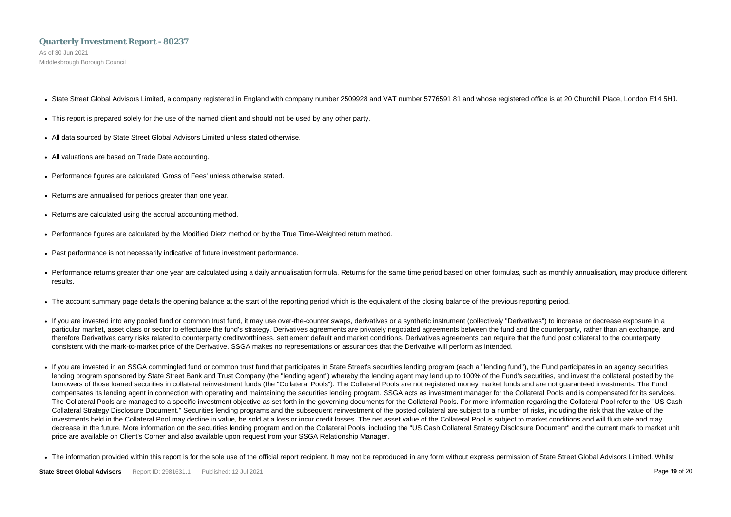- State Street Global Advisors Limited, a company registered in England with company number 2509928 and VAT number 5776591 81 and whose registered office is at 20 Churchill Place, London E14 5HJ.
- This report is prepared solely for the use of the named client and should not be used by any other party.
- All data sourced by State Street Global Advisors Limited unless stated otherwise.
- All valuations are based on Trade Date accounting.
- Performance figures are calculated 'Gross of Fees' unless otherwise stated.
- Returns are annualised for periods greater than one year.
- Returns are calculated using the accrual accounting method.
- Performance figures are calculated by the Modified Dietz method or by the True Time-Weighted return method.
- Past performance is not necessarily indicative of future investment performance.
- Performance returns greater than one year are calculated using a daily annualisation formula. Returns for the same time period based on other formulas, such as monthly annualisation, may produce different results.
- The account summary page details the opening balance at the start of the reporting period which is the equivalent of the closing balance of the previous reporting period.
- If you are invested into any pooled fund or common trust fund, it may use over-the-counter swaps, derivatives or a synthetic instrument (collectively "Derivatives") to increase or decrease exposure in a particular market, asset class or sector to effectuate the fund's strategy. Derivatives agreements are privately negotiated agreements between the fund and the counterparty, rather than an exchange, and therefore Derivatives carry risks related to counterparty creditworthiness, settlement default and market conditions. Derivatives agreements can require that the fund post collateral to the counterparty consistent with the mark-to-market price of the Derivative. SSGA makes no representations or assurances that the Derivative will perform as intended.
- If you are invested in an SSGA commingled fund or common trust fund that participates in State Street's securities lending program (each a "lending fund"), the Fund participates in an agency securities lending program sponsored by State Street Bank and Trust Company (the "lending agent") whereby the lending agent may lend up to 100% of the Fund's securities, and invest the collateral posted by the borrowers of those loaned securities in collateral reinvestment funds (the "Collateral Pools"). The Collateral Pools are not registered money market funds and are not guaranteed investments. The Fund compensates its lending agent in connection with operating and maintaining the securities lending program. SSGA acts as investment manager for the Collateral Pools and is compensated for its services. The Collateral Pools are managed to a specific investment objective as set forth in the governing documents for the Collateral Pools. For more information regarding the Collateral Pool refer to the "US Cash Collateral Strategy Disclosure Document." Securities lending programs and the subsequent reinvestment of the posted collateral are subject to a number of risks, including the risk that the value of the investments held in the Collateral Pool may decline in value, be sold at a loss or incur credit losses. The net asset value of the Collateral Pool is subject to market conditions and will fluctuate and may decrease in the future. More information on the securities lending program and on the Collateral Pools, including the "US Cash Collateral Strategy Disclosure Document" and the current mark to market unit price are available on Client's Corner and also available upon request from your SSGA Relationship Manager.
- The information provided within this report is for the sole use of the official report recipient. It may not be reproduced in any form without express permission of State Street Global Advisors Limited. Whilst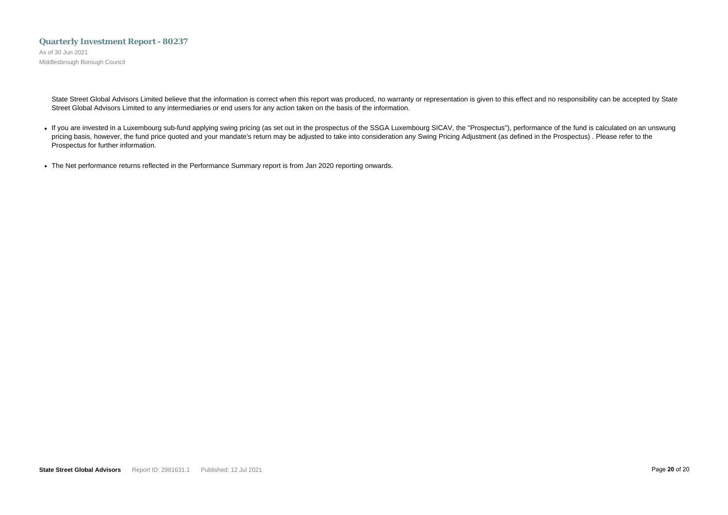State Street Global Advisors Limited believe that the information is correct when this report was produced, no warranty or representation is given to this effect and no responsibility can be accepted by State Street Global Advisors Limited to any intermediaries or end users for any action taken on the basis of the information.

- If you are invested in a Luxembourg sub-fund applying swing pricing (as set out in the prospectus of the SSGA Luxembourg SICAV, the "Prospectus"), performance of the fund is calculated on an unswung pricing basis, however, the fund price quoted and your mandate's return may be adjusted to take into consideration any Swing Pricing Adjustment (as defined in the Prospectus) . Please refer to the Prospectus for further information.

- The Net performance returns reflected in the Performance Summary report is from Jan 2020 reporting onwards.